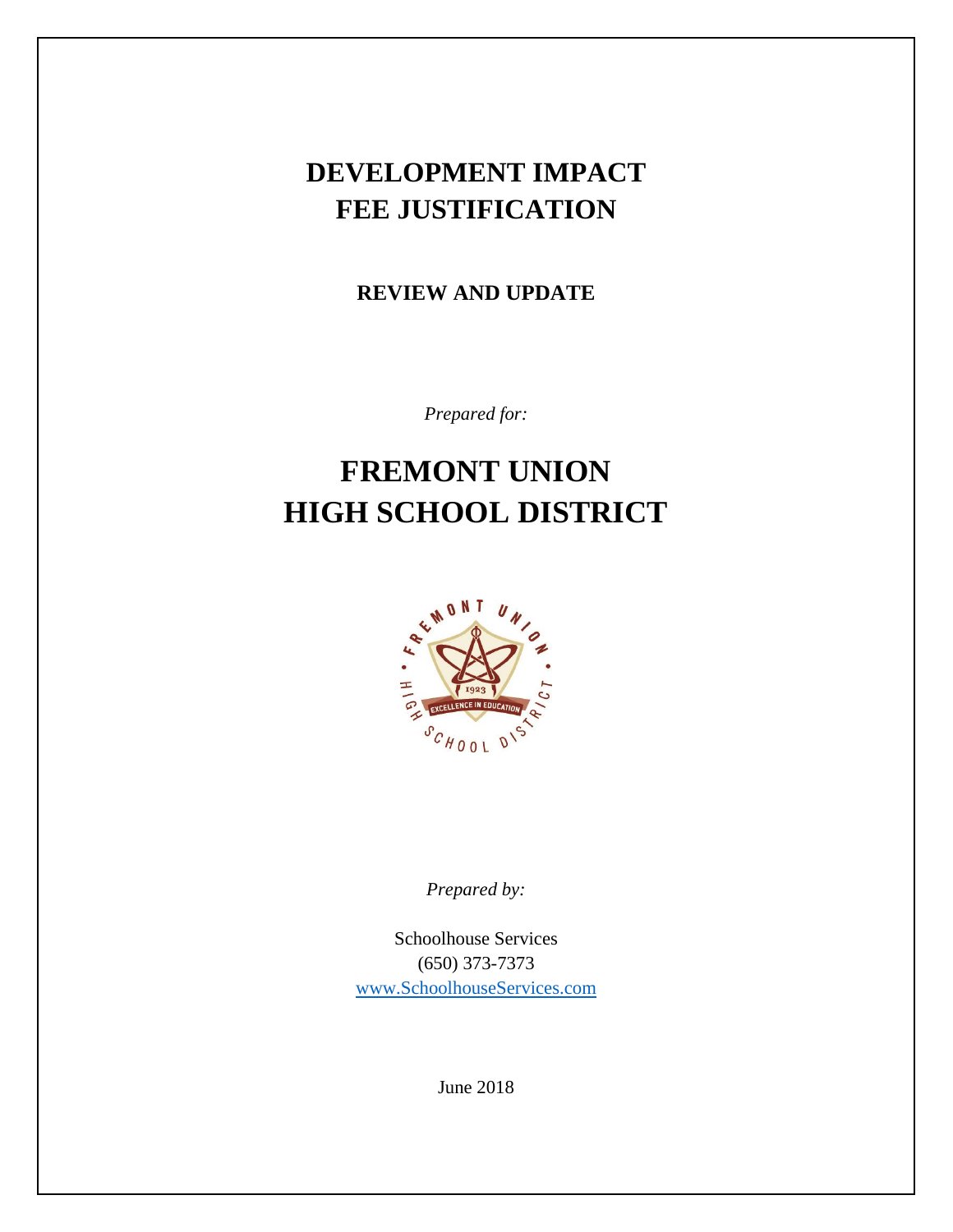# DEVELOPMENT IMPACT FEE JUSTIFICATION

## REVIEW AND UPDATE

*Prepared for:*

# FREMONT UNION HIGH SCHOOL DISTRICT

*Prepared by:*

Schoolhouse Services
(650) 373-7373
www.SchoolhouseServices.com

June 2018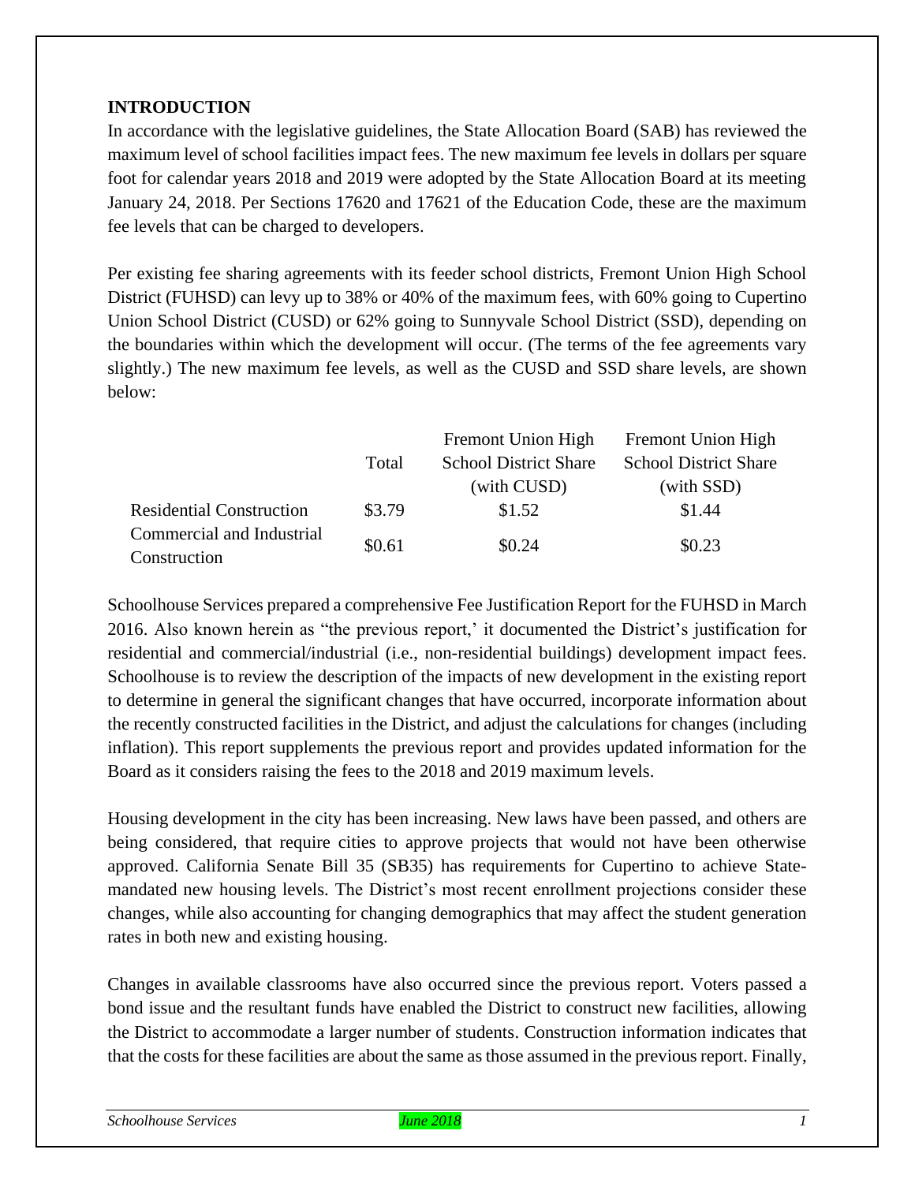## INTRODUCTION

In accordance with the legislative guidelines, the State Allocation Board (SAB) has reviewed the maximum level of school facilities impact fees. The new maximum fee levels in dollars per square foot for calendar years 2018 and 2019 were adopted by the State Allocation Board at its meeting January 24, 2018. Per Sections 17620 and 17621 of the Education Code, these are the maximum fee levels that can be charged to developers.

Per existing fee sharing agreements with its feeder school districts, Fremont Union High School District (FUHSD) can levy up to 38% or 40% of the maximum fees, with 60% going to Cupertino Union School District (CUSD) or 62% going to Sunnyvale School District (SSD), depending on the boundaries within which the development will occur. (The terms of the fee agreements vary slightly.) The new maximum fee levels, as well as the CUSD and SSD share levels, are shown below:

| | Total | Fremont Union High School District Share (with CUSD) | Fremont Union High School District Share (with SSD) |
|---|---|---|---|
| Residential Construction | $3.79 | $1.52 | $1.44 |
| Commercial and Industrial Construction | $0.61 | $0.24 | $0.23 |

Schoolhouse Services prepared a comprehensive Fee Justification Report for the FUHSD in March 2016. Also known herein as "the previous report,' it documented the District's justification for residential and commercial/industrial (i.e., non-residential buildings) development impact fees. Schoolhouse is to review the description of the impacts of new development in the existing report to determine in general the significant changes that have occurred, incorporate information about the recently constructed facilities in the District, and adjust the calculations for changes (including inflation). This report supplements the previous report and provides updated information for the Board as it considers raising the fees to the 2018 and 2019 maximum levels.

Housing development in the city has been increasing. New laws have been passed, and others are being considered, that require cities to approve projects that would not have been otherwise approved. California Senate Bill 35 (SB35) has requirements for Cupertino to achieve State-mandated new housing levels. The District's most recent enrollment projections consider these changes, while also accounting for changing demographics that may affect the student generation rates in both new and existing housing.

Changes in available classrooms have also occurred since the previous report. Voters passed a bond issue and the resultant funds have enabled the District to construct new facilities, allowing the District to accommodate a larger number of students. Construction information indicates that that the costs for these facilities are about the same as those assumed in the previous report. Finally,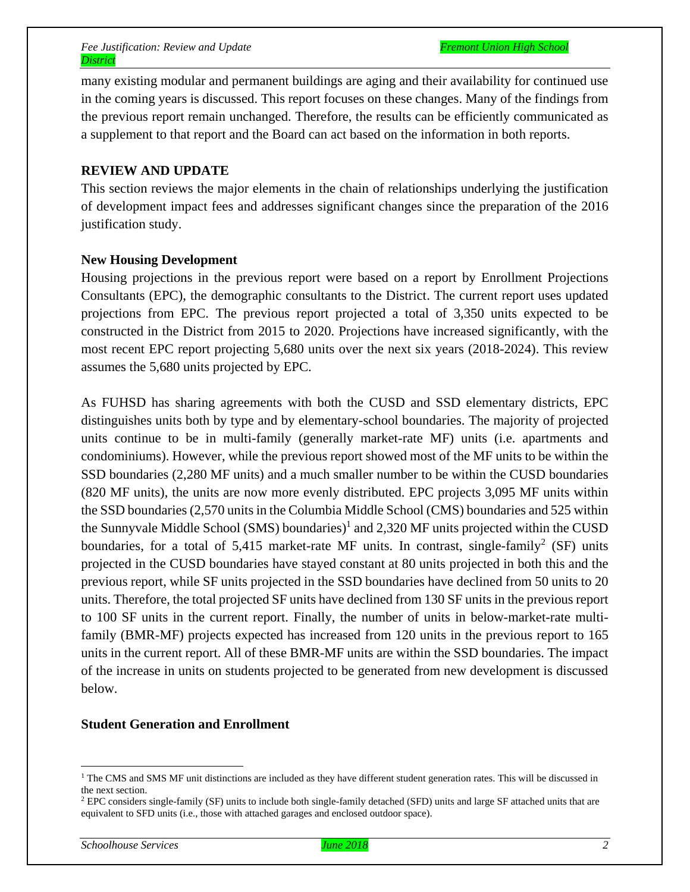many existing modular and permanent buildings are aging and their availability for continued use in the coming years is discussed. This report focuses on these changes. Many of the findings from the previous report remain unchanged. Therefore, the results can be efficiently communicated as a supplement to that report and the Board can act based on the information in both reports.

## REVIEW AND UPDATE

This section reviews the major elements in the chain of relationships underlying the justification of development impact fees and addresses significant changes since the preparation of the 2016 justification study.

### New Housing Development

Housing projections in the previous report were based on a report by Enrollment Projections Consultants (EPC), the demographic consultants to the District. The current report uses updated projections from EPC. The previous report projected a total of 3,350 units expected to be constructed in the District from 2015 to 2020. Projections have increased significantly, with the most recent EPC report projecting 5,680 units over the next six years (2018-2024). This review assumes the 5,680 units projected by EPC.

As FUHSD has sharing agreements with both the CUSD and SSD elementary districts, EPC distinguishes units both by type and by elementary-school boundaries. The majority of projected units continue to be in multi-family (generally market-rate MF) units (i.e. apartments and condominiums). However, while the previous report showed most of the MF units to be within the SSD boundaries (2,280 MF units) and a much smaller number to be within the CUSD boundaries (820 MF units), the units are now more evenly distributed. EPC projects 3,095 MF units within the SSD boundaries (2,570 units in the Columbia Middle School (CMS) boundaries and 525 within the Sunnyvale Middle School (SMS) boundaries)[1] and 2,320 MF units projected within the CUSD boundaries, for a total of 5,415 market-rate MF units. In contrast, single-family[2] (SF) units projected in the CUSD boundaries have stayed constant at 80 units projected in both this and the previous report, while SF units projected in the SSD boundaries have declined from 50 units to 20 units. Therefore, the total projected SF units have declined from 130 SF units in the previous report to 100 SF units in the current report. Finally, the number of units in below-market-rate multi-family (BMR-MF) projects expected has increased from 120 units in the previous report to 165 units in the current report. All of these BMR-MF units are within the SSD boundaries. The impact of the increase in units on students projected to be generated from new development is discussed below.

### Student Generation and Enrollment

---

[1] The CMS and SMS MF unit distinctions are included as they have different student generation rates. This will be discussed in the next section.

[2] EPC considers single-family (SF) units to include both single-family detached (SFD) units and large SF attached units that are equivalent to SFD units (i.e., those with attached garages and enclosed outdoor space).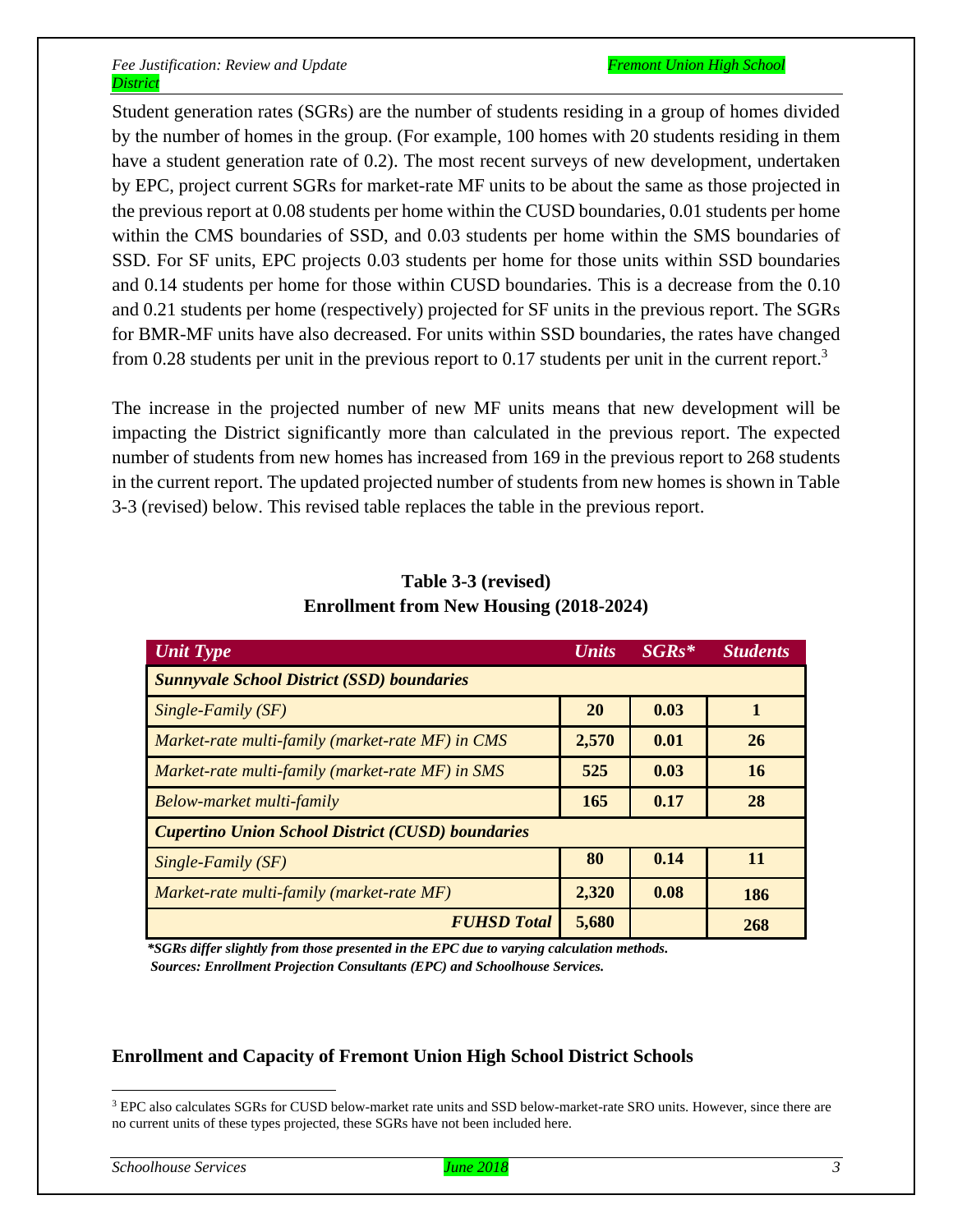Student generation rates (SGRs) are the number of students residing in a group of homes divided by the number of homes in the group. (For example, 100 homes with 20 students residing in them have a student generation rate of 0.2). The most recent surveys of new development, undertaken by EPC, project current SGRs for market-rate MF units to be about the same as those projected in the previous report at 0.08 students per home within the CUSD boundaries, 0.01 students per home within the CMS boundaries of SSD, and 0.03 students per home within the SMS boundaries of SSD. For SF units, EPC projects 0.03 students per home for those units within SSD boundaries and 0.14 students per home for those within CUSD boundaries. This is a decrease from the 0.10 and 0.21 students per home (respectively) projected for SF units in the previous report. The SGRs for BMR-MF units have also decreased. For units within SSD boundaries, the rates have changed from 0.28 students per unit in the previous report to 0.17 students per unit in the current report.[3]

The increase in the projected number of new MF units means that new development will be impacting the District significantly more than calculated in the previous report. The expected number of students from new homes has increased from 169 in the previous report to 268 students in the current report. The updated projected number of students from new homes is shown in Table 3-3 (revised) below. This revised table replaces the table in the previous report.

**Table 3-3 (revised)**
**Enrollment from New Housing (2018-2024)**

| *Unit Type* | *Units* | *SGRs\** | *Students* |
|---|---|---|---|
| ***Sunnyvale School District (SSD) boundaries*** | | | |
| *Single-Family (SF)* | **20** | **0.03** | **1** |
| *Market-rate multi-family (market-rate MF) in CMS* | **2,570** | **0.01** | **26** |
| *Market-rate multi-family (market-rate MF) in SMS* | **525** | **0.03** | **16** |
| *Below-market multi-family* | **165** | **0.17** | **28** |
| ***Cupertino Union School District (CUSD) boundaries*** | | | |
| *Single-Family (SF)* | **80** | **0.14** | **11** |
| *Market-rate multi-family (market-rate MF)* | **2,320** | **0.08** | **186** |
| ***FUHSD Total*** | **5,680** | | **268** |

***SGRs differ slightly from those presented in the EPC due to varying calculation methods.***
***Sources: Enrollment Projection Consultants (EPC) and Schoolhouse Services.***

### Enrollment and Capacity of Fremont Union High School District Schools

[3] EPC also calculates SGRs for CUSD below-market rate units and SSD below-market-rate SRO units. However, since there are no current units of these types projected, these SGRs have not been included here.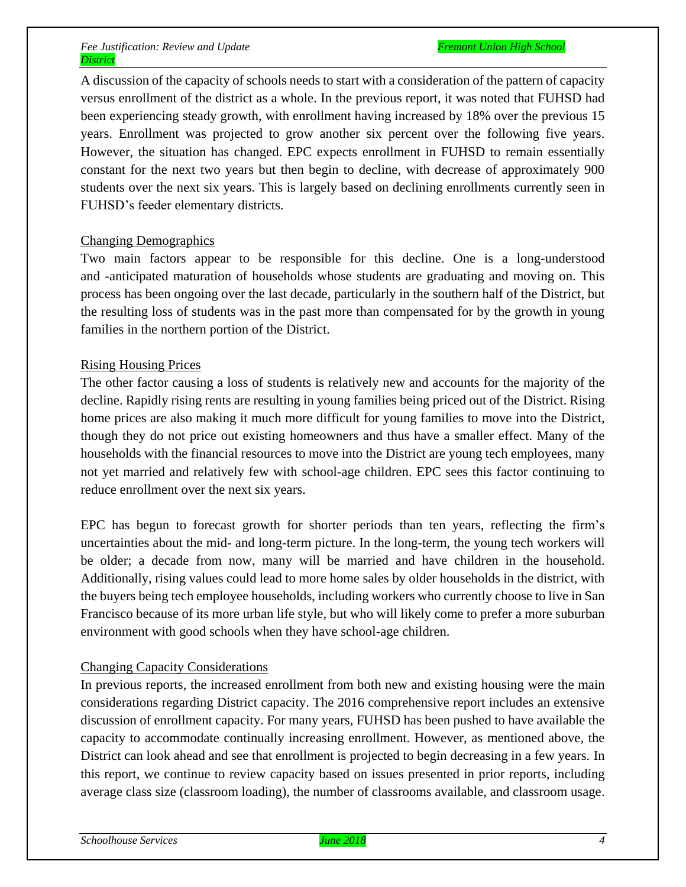A discussion of the capacity of schools needs to start with a consideration of the pattern of capacity versus enrollment of the district as a whole. In the previous report, it was noted that FUHSD had been experiencing steady growth, with enrollment having increased by 18% over the previous 15 years. Enrollment was projected to grow another six percent over the following five years. However, the situation has changed. EPC expects enrollment in FUHSD to remain essentially constant for the next two years but then begin to decline, with decrease of approximately 900 students over the next six years. This is largely based on declining enrollments currently seen in FUHSD's feeder elementary districts.

## Changing Demographics

Two main factors appear to be responsible for this decline. One is a long-understood and -anticipated maturation of households whose students are graduating and moving on. This process has been ongoing over the last decade, particularly in the southern half of the District, but the resulting loss of students was in the past more than compensated for by the growth in young families in the northern portion of the District.

## Rising Housing Prices

The other factor causing a loss of students is relatively new and accounts for the majority of the decline. Rapidly rising rents are resulting in young families being priced out of the District. Rising home prices are also making it much more difficult for young families to move into the District, though they do not price out existing homeowners and thus have a smaller effect. Many of the households with the financial resources to move into the District are young tech employees, many not yet married and relatively few with school-age children. EPC sees this factor continuing to reduce enrollment over the next six years.

EPC has begun to forecast growth for shorter periods than ten years, reflecting the firm's uncertainties about the mid- and long-term picture. In the long-term, the young tech workers will be older; a decade from now, many will be married and have children in the household. Additionally, rising values could lead to more home sales by older households in the district, with the buyers being tech employee households, including workers who currently choose to live in San Francisco because of its more urban life style, but who will likely come to prefer a more suburban environment with good schools when they have school-age children.

## Changing Capacity Considerations

In previous reports, the increased enrollment from both new and existing housing were the main considerations regarding District capacity. The 2016 comprehensive report includes an extensive discussion of enrollment capacity. For many years, FUHSD has been pushed to have available the capacity to accommodate continually increasing enrollment. However, as mentioned above, the District can look ahead and see that enrollment is projected to begin decreasing in a few years. In this report, we continue to review capacity based on issues presented in prior reports, including average class size (classroom loading), the number of classrooms available, and classroom usage.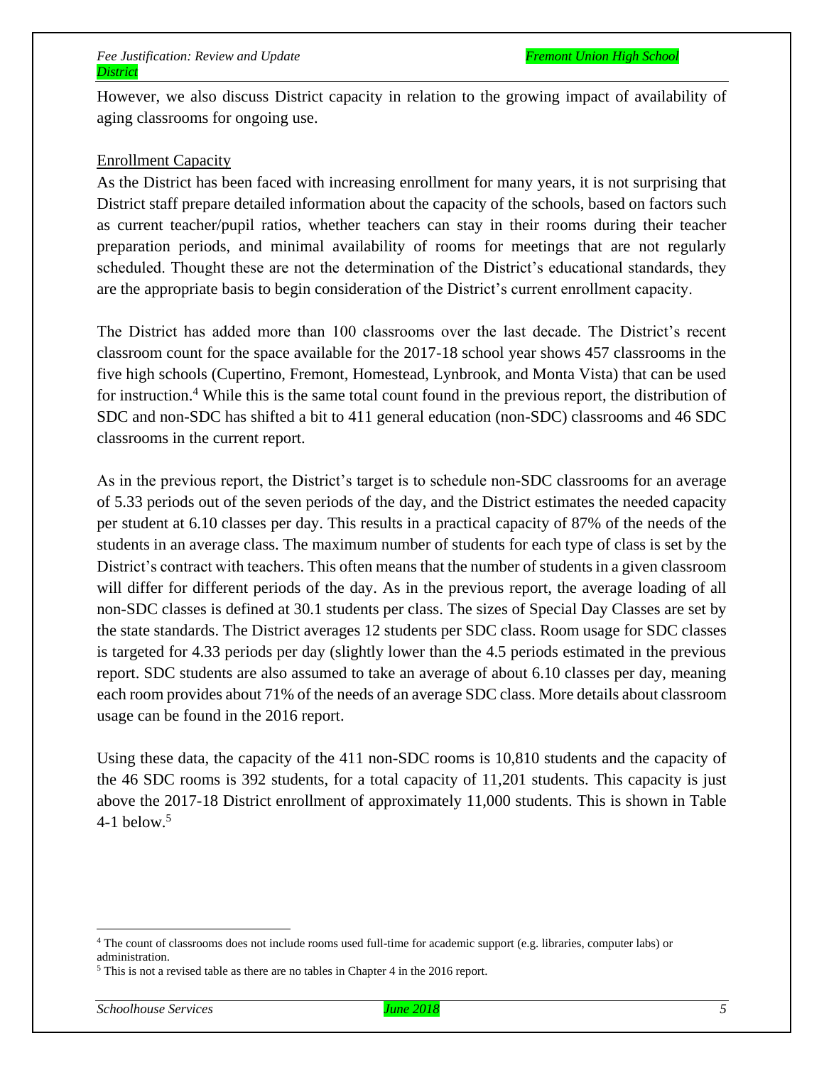However, we also discuss District capacity in relation to the growing impact of availability of aging classrooms for ongoing use.

Enrollment Capacity

As the District has been faced with increasing enrollment for many years, it is not surprising that District staff prepare detailed information about the capacity of the schools, based on factors such as current teacher/pupil ratios, whether teachers can stay in their rooms during their teacher preparation periods, and minimal availability of rooms for meetings that are not regularly scheduled. Thought these are not the determination of the District's educational standards, they are the appropriate basis to begin consideration of the District's current enrollment capacity.

The District has added more than 100 classrooms over the last decade. The District's recent classroom count for the space available for the 2017-18 school year shows 457 classrooms in the five high schools (Cupertino, Fremont, Homestead, Lynbrook, and Monta Vista) that can be used for instruction.[4] While this is the same total count found in the previous report, the distribution of SDC and non-SDC has shifted a bit to 411 general education (non-SDC) classrooms and 46 SDC classrooms in the current report.

As in the previous report, the District's target is to schedule non-SDC classrooms for an average of 5.33 periods out of the seven periods of the day, and the District estimates the needed capacity per student at 6.10 classes per day. This results in a practical capacity of 87% of the needs of the students in an average class. The maximum number of students for each type of class is set by the District's contract with teachers. This often means that the number of students in a given classroom will differ for different periods of the day. As in the previous report, the average loading of all non-SDC classes is defined at 30.1 students per class. The sizes of Special Day Classes are set by the state standards. The District averages 12 students per SDC class. Room usage for SDC classes is targeted for 4.33 periods per day (slightly lower than the 4.5 periods estimated in the previous report. SDC students are also assumed to take an average of about 6.10 classes per day, meaning each room provides about 71% of the needs of an average SDC class. More details about classroom usage can be found in the 2016 report.

Using these data, the capacity of the 411 non-SDC rooms is 10,810 students and the capacity of the 46 SDC rooms is 392 students, for a total capacity of 11,201 students. This capacity is just above the 2017-18 District enrollment of approximately 11,000 students. This is shown in Table 4-1 below.[5]

[4] The count of classrooms does not include rooms used full-time for academic support (e.g. libraries, computer labs) or administration.

[5] This is not a revised table as there are no tables in Chapter 4 in the 2016 report.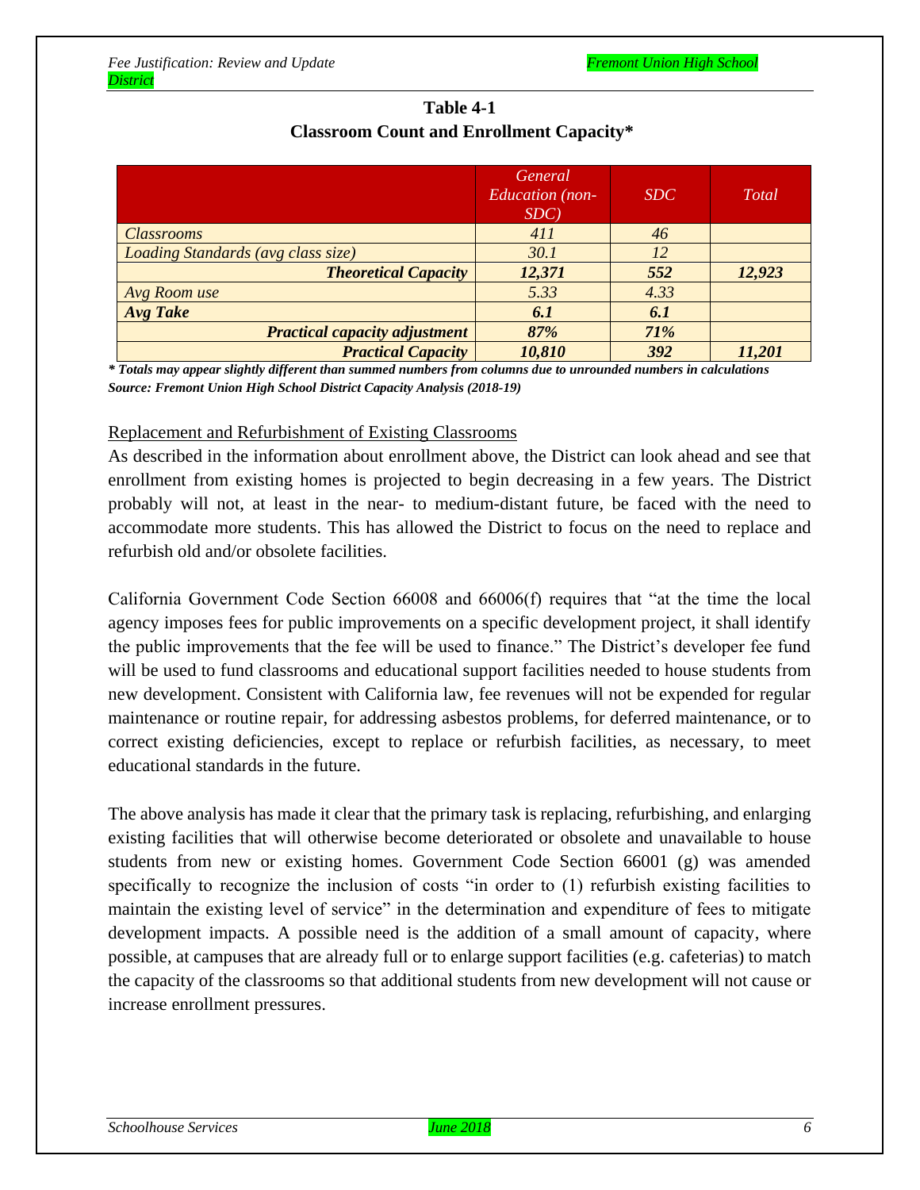**Table 4-1**
**Classroom Count and Enrollment Capacity***

| | *General Education (non-SDC)* | *SDC* | *Total* |
|---|---|---|---|
| *Classrooms* | *411* | *46* | |
| *Loading Standards (avg class size)* | *30.1* | *12* | |
| ***Theoretical Capacity*** | ***12,371*** | ***552*** | ***12,923*** |
| *Avg Room use* | *5.33* | *4.33* | |
| ***Avg Take*** | ***6.1*** | ***6.1*** | |
| ***Practical capacity adjustment*** | ***87%*** | ***71%*** | |
| ***Practical Capacity*** | ***10,810*** | ***392*** | ***11,201*** |

***\* Totals may appear slightly different than summed numbers from columns due to unrounded numbers in calculations***
***Source: Fremont Union High School District Capacity Analysis (2018-19)***

<u>Replacement and Refurbishment of Existing Classrooms</u>

As described in the information about enrollment above, the District can look ahead and see that enrollment from existing homes is projected to begin decreasing in a few years. The District probably will not, at least in the near- to medium-distant future, be faced with the need to accommodate more students. This has allowed the District to focus on the need to replace and refurbish old and/or obsolete facilities.

California Government Code Section 66008 and 66006(f) requires that "at the time the local agency imposes fees for public improvements on a specific development project, it shall identify the public improvements that the fee will be used to finance." The District's developer fee fund will be used to fund classrooms and educational support facilities needed to house students from new development. Consistent with California law, fee revenues will not be expended for regular maintenance or routine repair, for addressing asbestos problems, for deferred maintenance, or to correct existing deficiencies, except to replace or refurbish facilities, as necessary, to meet educational standards in the future.

The above analysis has made it clear that the primary task is replacing, refurbishing, and enlarging existing facilities that will otherwise become deteriorated or obsolete and unavailable to house students from new or existing homes. Government Code Section 66001 (g) was amended specifically to recognize the inclusion of costs "in order to (1) refurbish existing facilities to maintain the existing level of service" in the determination and expenditure of fees to mitigate development impacts. A possible need is the addition of a small amount of capacity, where possible, at campuses that are already full or to enlarge support facilities (e.g. cafeterias) to match the capacity of the classrooms so that additional students from new development will not cause or increase enrollment pressures.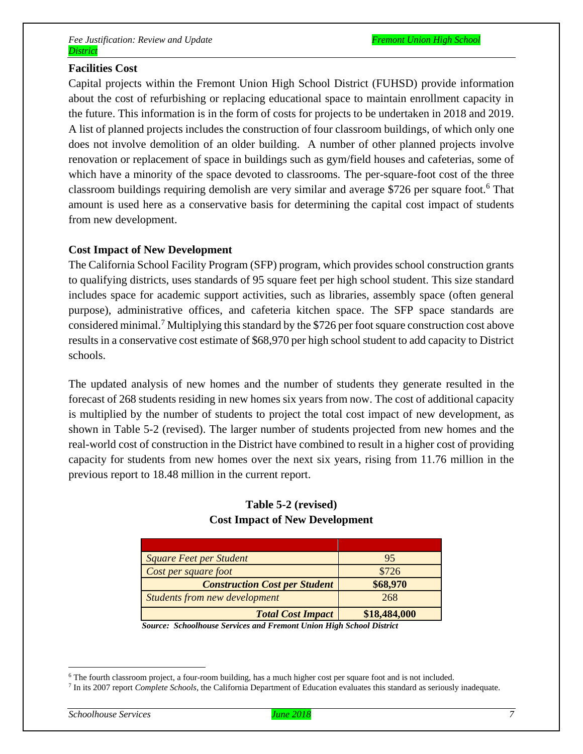**Facilities Cost**

Capital projects within the Fremont Union High School District (FUHSD) provide information about the cost of refurbishing or replacing educational space to maintain enrollment capacity in the future. This information is in the form of costs for projects to be undertaken in 2018 and 2019. A list of planned projects includes the construction of four classroom buildings, of which only one does not involve demolition of an older building. A number of other planned projects involve renovation or replacement of space in buildings such as gym/field houses and cafeterias, some of which have a minority of the space devoted to classrooms. The per-square-foot cost of the three classroom buildings requiring demolish are very similar and average $726 per square foot.[6] That amount is used here as a conservative basis for determining the capital cost impact of students from new development.

**Cost Impact of New Development**

The California School Facility Program (SFP) program, which provides school construction grants to qualifying districts, uses standards of 95 square feet per high school student. This size standard includes space for academic support activities, such as libraries, assembly space (often general purpose), administrative offices, and cafeteria kitchen space. The SFP space standards are considered minimal.[7] Multiplying this standard by the $726 per foot square construction cost above results in a conservative cost estimate of $68,970 per high school student to add capacity to District schools.

The updated analysis of new homes and the number of students they generate resulted in the forecast of 268 students residing in new homes six years from now. The cost of additional capacity is multiplied by the number of students to project the total cost impact of new development, as shown in Table 5-2 (revised). The larger number of students projected from new homes and the real-world cost of construction in the District have combined to result in a higher cost of providing capacity for students from new homes over the next six years, rising from 11.76 million in the previous report to 18.48 million in the current report.

**Table 5-2 (revised)**
**Cost Impact of New Development**

| | |
|---|---|
| *Square Feet per Student* | 95 |
| *Cost per square foot* | $726 |
| ***Construction Cost per Student*** | **$68,970** |
| *Students from new development* | 268 |
| ***Total Cost Impact*** | **$18,484,000** |

***Source: Schoolhouse Services and Fremont Union High School District***

---

[6] The fourth classroom project, a four-room building, has a much higher cost per square foot and is not included.

[7] In its 2007 report *Complete Schools*, the California Department of Education evaluates this standard as seriously inadequate.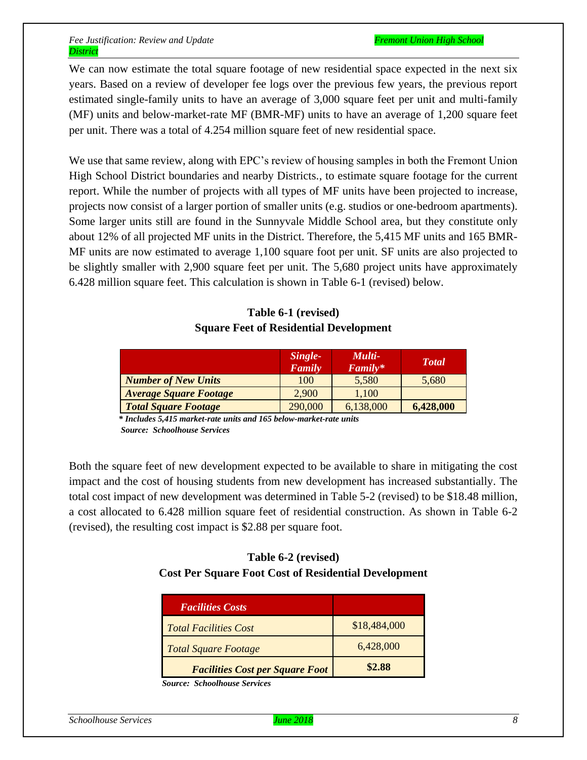We can now estimate the total square footage of new residential space expected in the next six years. Based on a review of developer fee logs over the previous few years, the previous report estimated single-family units to have an average of 3,000 square feet per unit and multi-family (MF) units and below-market-rate MF (BMR-MF) units to have an average of 1,200 square feet per unit. There was a total of 4.254 million square feet of new residential space.

We use that same review, along with EPC's review of housing samples in both the Fremont Union High School District boundaries and nearby Districts., to estimate square footage for the current report. While the number of projects with all types of MF units have been projected to increase, projects now consist of a larger portion of smaller units (e.g. studios or one-bedroom apartments). Some larger units still are found in the Sunnyvale Middle School area, but they constitute only about 12% of all projected MF units in the District. Therefore, the 5,415 MF units and 165 BMR-MF units are now estimated to average 1,100 square foot per unit. SF units are also projected to be slightly smaller with 2,900 square feet per unit. The 5,680 project units have approximately 6.428 million square feet. This calculation is shown in Table 6-1 (revised) below.

**Table 6-1 (revised)**
**Square Feet of Residential Development**

| | *Single-Family* | *Multi-Family** | *Total* |
|---|---|---|---|
| ***Number of New Units*** | 100 | 5,580 | 5,680 |
| ***Average Square Footage*** | 2,900 | 1,100 | |
| ***Total Square Footage*** | 290,000 | 6,138,000 | **6,428,000** |

***\* Includes 5,415 market-rate units and 165 below-market-rate units***
***Source: Schoolhouse Services***

Both the square feet of new development expected to be available to share in mitigating the cost impact and the cost of housing students from new development has increased substantially. The total cost impact of new development was determined in Table 5-2 (revised) to be $18.48 million, a cost allocated to 6.428 million square feet of residential construction. As shown in Table 6-2 (revised), the resulting cost impact is $2.88 per square foot.

**Table 6-2 (revised)**
**Cost Per Square Foot Cost of Residential Development**

| ***Facilities Costs*** | |
|---|---|
| *Total Facilities Cost* | $18,484,000 |
| *Total Square Footage* | 6,428,000 |
| ***Facilities Cost per Square Foot*** | **$2.88** |

***Source: Schoolhouse Services***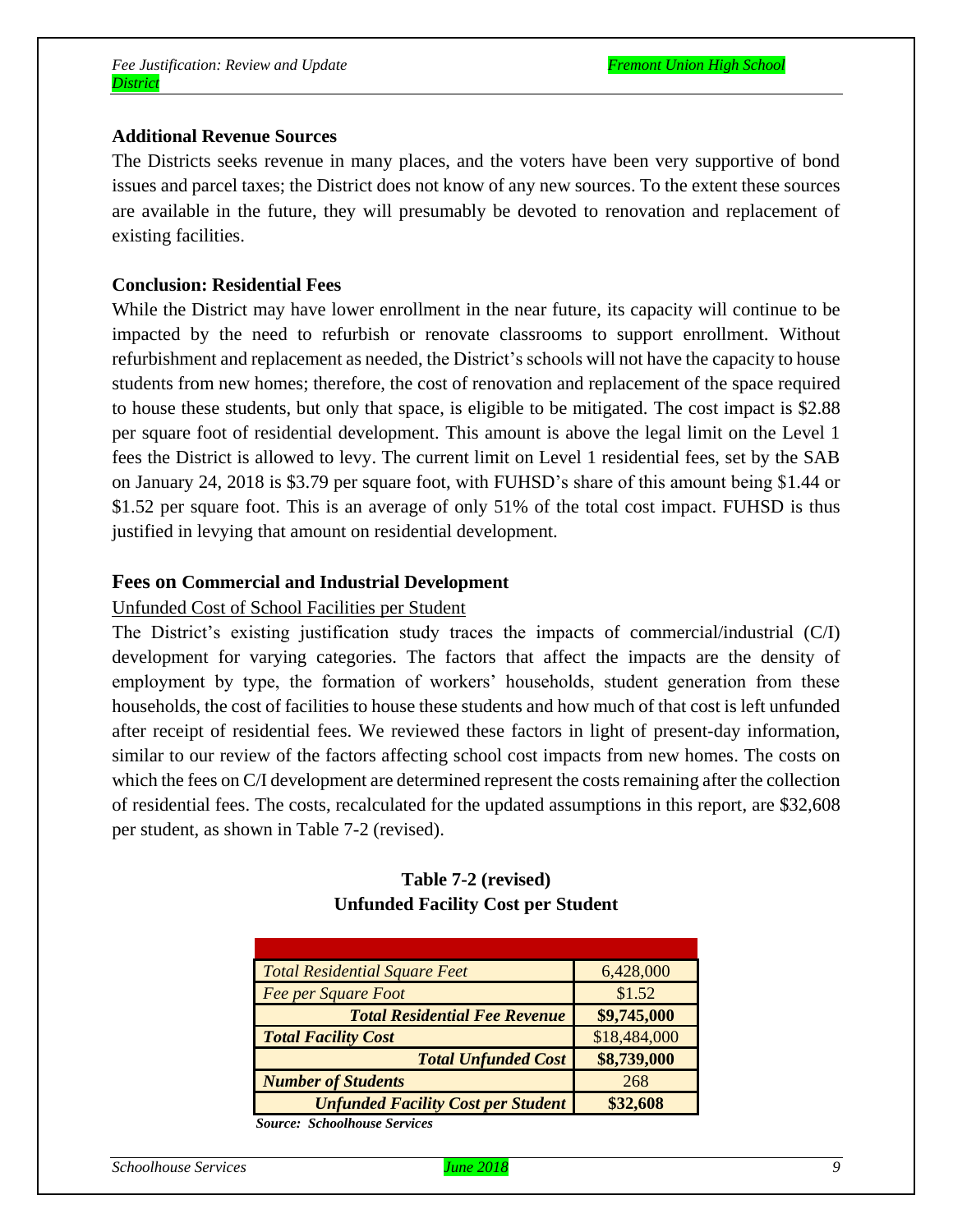**Additional Revenue Sources**

The Districts seeks revenue in many places, and the voters have been very supportive of bond issues and parcel taxes; the District does not know of any new sources. To the extent these sources are available in the future, they will presumably be devoted to renovation and replacement of existing facilities.

**Conclusion: Residential Fees**

While the District may have lower enrollment in the near future, its capacity will continue to be impacted by the need to refurbish or renovate classrooms to support enrollment. Without refurbishment and replacement as needed, the District's schools will not have the capacity to house students from new homes; therefore, the cost of renovation and replacement of the space required to house these students, but only that space, is eligible to be mitigated. The cost impact is $2.88 per square foot of residential development. This amount is above the legal limit on the Level 1 fees the District is allowed to levy. The current limit on Level 1 residential fees, set by the SAB on January 24, 2018 is $3.79 per square foot, with FUHSD's share of this amount being $1.44 or $1.52 per square foot. This is an average of only 51% of the total cost impact. FUHSD is thus justified in levying that amount on residential development.

## Fees on Commercial and Industrial Development

<u>Unfunded Cost of School Facilities per Student</u>

The District's existing justification study traces the impacts of commercial/industrial (C/I) development for varying categories. The factors that affect the impacts are the density of employment by type, the formation of workers' households, student generation from these households, the cost of facilities to house these students and how much of that cost is left unfunded after receipt of residential fees. We reviewed these factors in light of present-day information, similar to our review of the factors affecting school cost impacts from new homes. The costs on which the fees on C/I development are determined represent the costs remaining after the collection of residential fees. The costs, recalculated for the updated assumptions in this report, are $32,608 per student, as shown in Table 7-2 (revised).

**Table 7-2 (revised)**
**Unfunded Facility Cost per Student**

| | |
|---|---|
| *Total Residential Square Feet* | 6,428,000 |
| *Fee per Square Foot* | $1.52 |
| ***Total Residential Fee Revenue*** | **$9,745,000** |
| ***Total Facility Cost*** | $18,484,000 |
| ***Total Unfunded Cost*** | **$8,739,000** |
| ***Number of Students*** | 268 |
| ***Unfunded Facility Cost per Student*** | **$32,608** |

***Source: Schoolhouse Services***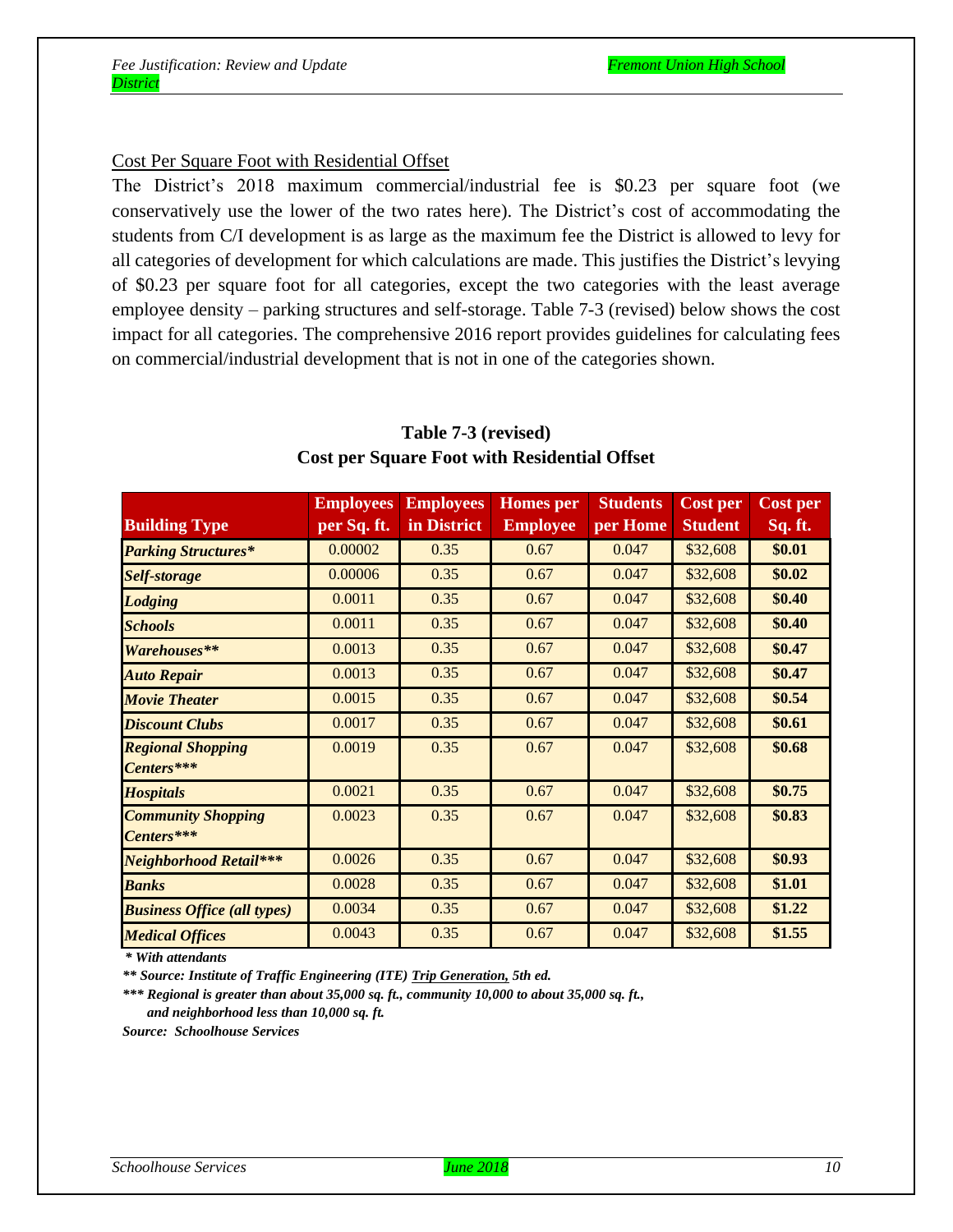Cost Per Square Foot with Residential Offset

The District's 2018 maximum commercial/industrial fee is $0.23 per square foot (we conservatively use the lower of the two rates here). The District's cost of accommodating the students from C/I development is as large as the maximum fee the District is allowed to levy for all categories of development for which calculations are made. This justifies the District's levying of $0.23 per square foot for all categories, except the two categories with the least average employee density – parking structures and self-storage. Table 7-3 (revised) below shows the cost impact for all categories. The comprehensive 2016 report provides guidelines for calculating fees on commercial/industrial development that is not in one of the categories shown.

**Table 7-3 (revised)**
**Cost per Square Foot with Residential Offset**

| Building Type | Employees per Sq. ft. | Employees in District | Homes per Employee | Students per Home | Cost per Student | Cost per Sq. ft. |
|---|---|---|---|---|---|---|
| ***Parking Structures**** | 0.00002 | 0.35 | 0.67 | 0.047 | $32,608 | **$0.01** |
| ***Self-storage*** | 0.00006 | 0.35 | 0.67 | 0.047 | $32,608 | **$0.02** |
| ***Lodging*** | 0.0011 | 0.35 | 0.67 | 0.047 | $32,608 | **$0.40** |
| ***Schools*** | 0.0011 | 0.35 | 0.67 | 0.047 | $32,608 | **$0.40** |
| ***Warehouses***** | 0.0013 | 0.35 | 0.67 | 0.047 | $32,608 | **$0.47** |
| ***Auto Repair*** | 0.0013 | 0.35 | 0.67 | 0.047 | $32,608 | **$0.47** |
| ***Movie Theater*** | 0.0015 | 0.35 | 0.67 | 0.047 | $32,608 | **$0.54** |
| ***Discount Clubs*** | 0.0017 | 0.35 | 0.67 | 0.047 | $32,608 | **$0.61** |
| ***Regional Shopping Centers****** | 0.0019 | 0.35 | 0.67 | 0.047 | $32,608 | **$0.68** |
| ***Hospitals*** | 0.0021 | 0.35 | 0.67 | 0.047 | $32,608 | **$0.75** |
| ***Community Shopping Centers****** | 0.0023 | 0.35 | 0.67 | 0.047 | $32,608 | **$0.83** |
| ***Neighborhood Retail****** | 0.0026 | 0.35 | 0.67 | 0.047 | $32,608 | **$0.93** |
| ***Banks*** | 0.0028 | 0.35 | 0.67 | 0.047 | $32,608 | **$1.01** |
| ***Business Office (all types)*** | 0.0034 | 0.35 | 0.67 | 0.047 | $32,608 | **$1.22** |
| ***Medical Offices*** | 0.0043 | 0.35 | 0.67 | 0.047 | $32,608 | **$1.55** |

*\* With attendants*

*\*\* Source: Institute of Traffic Engineering (ITE) Trip Generation, 5th ed.*

*\*\*\* Regional is greater than about 35,000 sq. ft., community 10,000 to about 35,000 sq. ft., and neighborhood less than 10,000 sq. ft.*

*Source: Schoolhouse Services*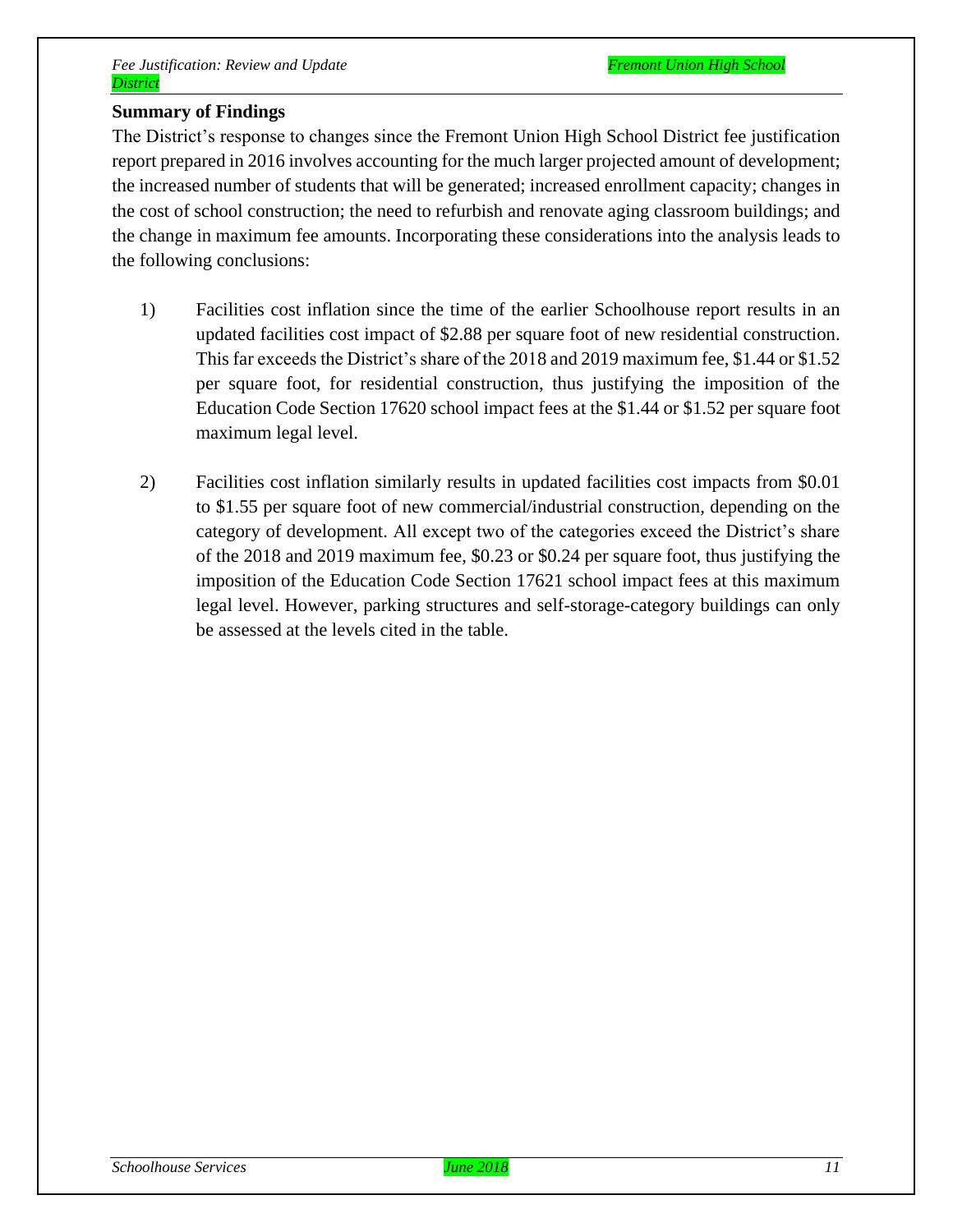**Summary of Findings**

The District's response to changes since the Fremont Union High School District fee justification report prepared in 2016 involves accounting for the much larger projected amount of development; the increased number of students that will be generated; increased enrollment capacity; changes in the cost of school construction; the need to refurbish and renovate aging classroom buildings; and the change in maximum fee amounts. Incorporating these considerations into the analysis leads to the following conclusions:

1) Facilities cost inflation since the time of the earlier Schoolhouse report results in an updated facilities cost impact of $2.88 per square foot of new residential construction. This far exceeds the District's share of the 2018 and 2019 maximum fee, $1.44 or $1.52 per square foot, for residential construction, thus justifying the imposition of the Education Code Section 17620 school impact fees at the $1.44 or $1.52 per square foot maximum legal level.

2) Facilities cost inflation similarly results in updated facilities cost impacts from $0.01 to $1.55 per square foot of new commercial/industrial construction, depending on the category of development. All except two of the categories exceed the District's share of the 2018 and 2019 maximum fee, $0.23 or $0.24 per square foot, thus justifying the imposition of the Education Code Section 17621 school impact fees at this maximum legal level. However, parking structures and self-storage-category buildings can only be assessed at the levels cited in the table.